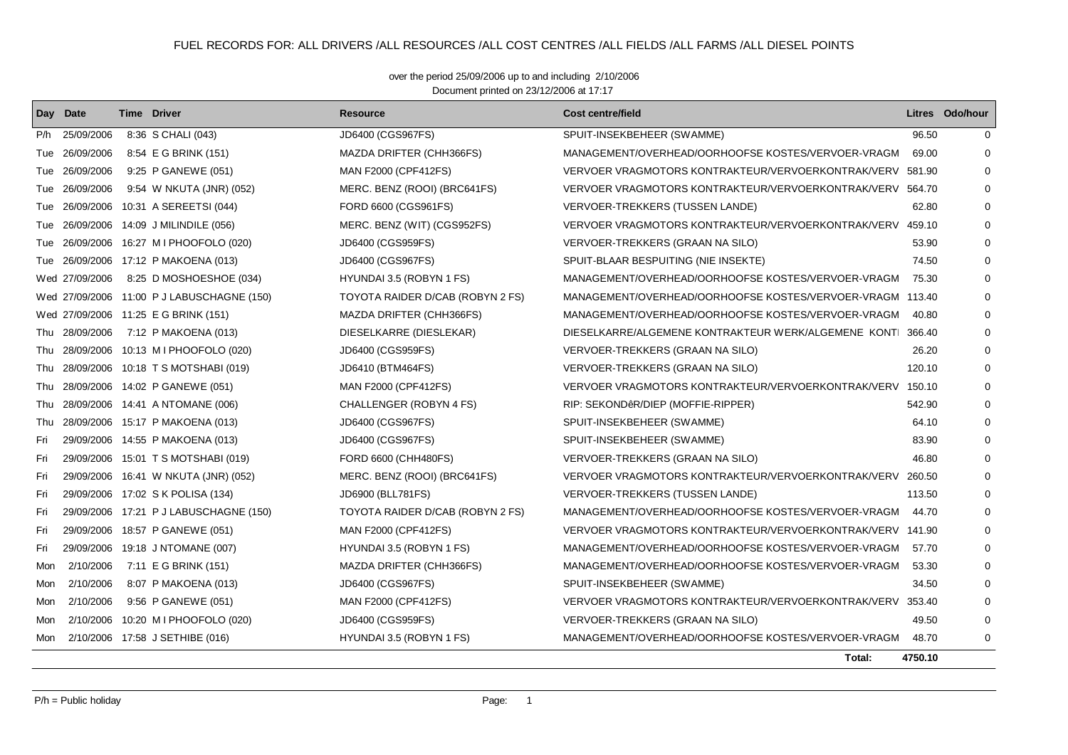# FUEL RECORDS FOR: ALL DRIVERS /ALL RESOURCES /ALL COST CENTRES /ALL FIELDS /ALL FARMS /ALL DIESEL POINTS

over the period 25/09/2006 up to and including 2/10/2006

Document printed on 23/12/2006 at 17:17

| Day | Date | Time | Driver | Resource | Cost centre/field | Litres | Odo/hour |
|---|---|---|---|---|---|---|---|
| P/h | 25/09/2006 | 8:36 | S CHALI (043) | JD6400 (CGS967FS) | SPUIT-INSEKBEHEER (SWAMME) | 96.50 | 0 |
| Tue | 26/09/2006 | 8:54 | E G BRINK (151) | MAZDA DRIFTER (CHH366FS) | MANAGEMENT/OVERHEAD/OORHOOFSE KOSTES/VERVOER-VRAGM | 69.00 | 0 |
| Tue | 26/09/2006 | 9:25 | P GANEWE (051) | MAN F2000 (CPF412FS) | VERVOER VRAGMOTORS KONTRAKTEUR/VERVOERKONTRAK/VERV | 581.90 | 0 |
| Tue | 26/09/2006 | 9:54 | W NKUTA (JNR) (052) | MERC. BENZ (ROOI) (BRC641FS) | VERVOER VRAGMOTORS KONTRAKTEUR/VERVOERKONTRAK/VERV | 564.70 | 0 |
| Tue | 26/09/2006 | 10:31 | A SEREETSI (044) | FORD 6600 (CGS961FS) | VERVOER-TREKKERS (TUSSEN LANDE) | 62.80 | 0 |
| Tue | 26/09/2006 | 14:09 | J MILINDILE (056) | MERC. BENZ (WIT) (CGS952FS) | VERVOER VRAGMOTORS KONTRAKTEUR/VERVOERKONTRAK/VERV | 459.10 | 0 |
| Tue | 26/09/2006 | 16:27 | M I PHOOFOLO (020) | JD6400 (CGS959FS) | VERVOER-TREKKERS (GRAAN NA SILO) | 53.90 | 0 |
| Tue | 26/09/2006 | 17:12 | P MAKOENA (013) | JD6400 (CGS967FS) | SPUIT-BLAAR BESPUITING (NIE INSEKTE) | 74.50 | 0 |
| Wed | 27/09/2006 | 8:25 | D MOSHOESHOE (034) | HYUNDAI 3.5 (ROBYN 1 FS) | MANAGEMENT/OVERHEAD/OORHOOFSE KOSTES/VERVOER-VRAGM | 75.30 | 0 |
| Wed | 27/09/2006 | 11:00 | P J LABUSCHAGNE (150) | TOYOTA RAIDER D/CAB (ROBYN 2 FS) | MANAGEMENT/OVERHEAD/OORHOOFSE KOSTES/VERVOER-VRAGM | 113.40 | 0 |
| Wed | 27/09/2006 | 11:25 | E G BRINK (151) | MAZDA DRIFTER (CHH366FS) | MANAGEMENT/OVERHEAD/OORHOOFSE KOSTES/VERVOER-VRAGM | 40.80 | 0 |
| Thu | 28/09/2006 | 7:12 | P MAKOENA (013) | DIESELKARRE (DIESLEKAR) | DIESELKARRE/ALGEMENE KONTRAKTEUR WERK/ALGEMENE KONT | 366.40 | 0 |
| Thu | 28/09/2006 | 10:13 | M I PHOOFOLO (020) | JD6400 (CGS959FS) | VERVOER-TREKKERS (GRAAN NA SILO) | 26.20 | 0 |
| Thu | 28/09/2006 | 10:18 | T S MOTSHABI (019) | JD6410 (BTM464FS) | VERVOER-TREKKERS (GRAAN NA SILO) | 120.10 | 0 |
| Thu | 28/09/2006 | 14:02 | P GANEWE (051) | MAN F2000 (CPF412FS) | VERVOER VRAGMOTORS KONTRAKTEUR/VERVOERKONTRAK/VERV | 150.10 | 0 |
| Thu | 28/09/2006 | 14:41 | A NTOMANE (006) | CHALLENGER (ROBYN 4 FS) | RIP: SEKONDêR/DIEP (MOFFIE-RIPPER) | 542.90 | 0 |
| Thu | 28/09/2006 | 15:17 | P MAKOENA (013) | JD6400 (CGS967FS) | SPUIT-INSEKBEHEER (SWAMME) | 64.10 | 0 |
| Fri | 29/09/2006 | 14:55 | P MAKOENA (013) | JD6400 (CGS967FS) | SPUIT-INSEKBEHEER (SWAMME) | 83.90 | 0 |
| Fri | 29/09/2006 | 15:01 | T S MOTSHABI (019) | FORD 6600 (CHH480FS) | VERVOER-TREKKERS (GRAAN NA SILO) | 46.80 | 0 |
| Fri | 29/09/2006 | 16:41 | W NKUTA (JNR) (052) | MERC. BENZ (ROOI) (BRC641FS) | VERVOER VRAGMOTORS KONTRAKTEUR/VERVOERKONTRAK/VERV | 260.50 | 0 |
| Fri | 29/09/2006 | 17:02 | S K POLISA (134) | JD6900 (BLL781FS) | VERVOER-TREKKERS (TUSSEN LANDE) | 113.50 | 0 |
| Fri | 29/09/2006 | 17:21 | P J LABUSCHAGNE (150) | TOYOTA RAIDER D/CAB (ROBYN 2 FS) | MANAGEMENT/OVERHEAD/OORHOOFSE KOSTES/VERVOER-VRAGM | 44.70 | 0 |
| Fri | 29/09/2006 | 18:57 | P GANEWE (051) | MAN F2000 (CPF412FS) | VERVOER VRAGMOTORS KONTRAKTEUR/VERVOERKONTRAK/VERV | 141.90 | 0 |
| Fri | 29/09/2006 | 19:18 | J NTOMANE (007) | HYUNDAI 3.5 (ROBYN 1 FS) | MANAGEMENT/OVERHEAD/OORHOOFSE KOSTES/VERVOER-VRAGM | 57.70 | 0 |
| Mon | 2/10/2006 | 7:11 | E G BRINK (151) | MAZDA DRIFTER (CHH366FS) | MANAGEMENT/OVERHEAD/OORHOOFSE KOSTES/VERVOER-VRAGM | 53.30 | 0 |
| Mon | 2/10/2006 | 8:07 | P MAKOENA (013) | JD6400 (CGS967FS) | SPUIT-INSEKBEHEER (SWAMME) | 34.50 | 0 |
| Mon | 2/10/2006 | 9:56 | P GANEWE (051) | MAN F2000 (CPF412FS) | VERVOER VRAGMOTORS KONTRAKTEUR/VERVOERKONTRAK/VERV | 353.40 | 0 |
| Mon | 2/10/2006 | 10:20 | M I PHOOFOLO (020) | JD6400 (CGS959FS) | VERVOER-TREKKERS (GRAAN NA SILO) | 49.50 | 0 |
| Mon | 2/10/2006 | 17:58 | J SETHIBE (016) | HYUNDAI 3.5 (ROBYN 1 FS) | MANAGEMENT/OVERHEAD/OORHOOFSE KOSTES/VERVOER-VRAGM | 48.70 | 0 |
| | | | | | **Total:** | **4750.10** | |

P/h = Public holiday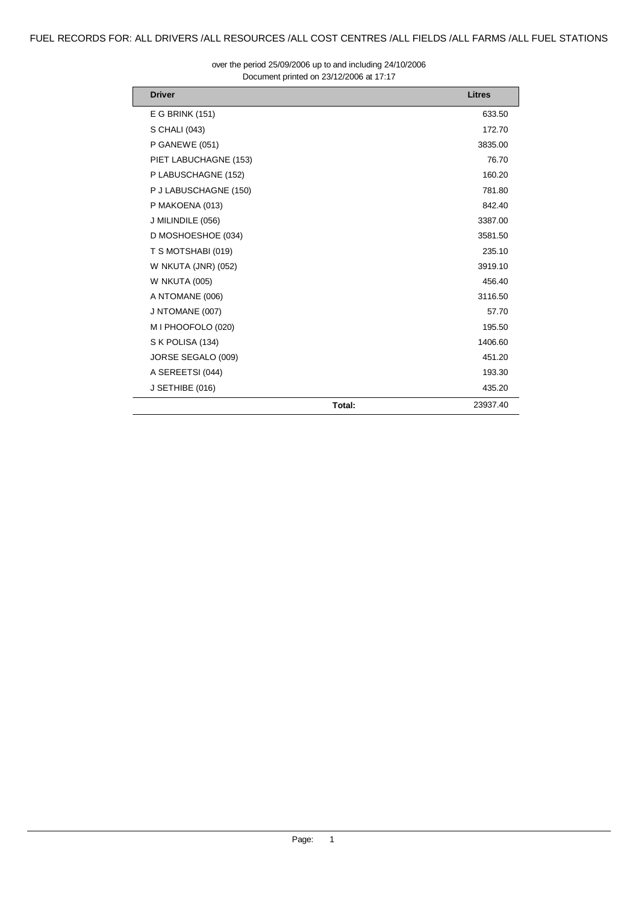FUEL RECORDS FOR: ALL DRIVERS /ALL RESOURCES /ALL COST CENTRES /ALL FIELDS /ALL FARMS /ALL FUEL STATIONS

over the period 25/09/2006 up to and including 24/10/2006
Document printed on 23/12/2006 at 17:17

| Driver | | Litres |
|---|---|---|
| E G BRINK (151) | | 633.50 |
| S CHALI (043) | | 172.70 |
| P GANEWE (051) | | 3835.00 |
| PIET LABUCHAGNE (153) | | 76.70 |
| P LABUSCHAGNE (152) | | 160.20 |
| P J LABUSCHAGNE (150) | | 781.80 |
| P MAKOENA (013) | | 842.40 |
| J MILINDILE (056) | | 3387.00 |
| D MOSHOESHOE (034) | | 3581.50 |
| T S MOTSHABI (019) | | 235.10 |
| W NKUTA (JNR) (052) | | 3919.10 |
| W NKUTA (005) | | 456.40 |
| A NTOMANE (006) | | 3116.50 |
| J NTOMANE (007) | | 57.70 |
| M I PHOOFOLO (020) | | 195.50 |
| S K POLISA (134) | | 1406.60 |
| JORSE SEGALO (009) | | 451.20 |
| A SEREETSI (044) | | 193.30 |
| J SETHIBE (016) | | 435.20 |
| | **Total:** | 23937.40 |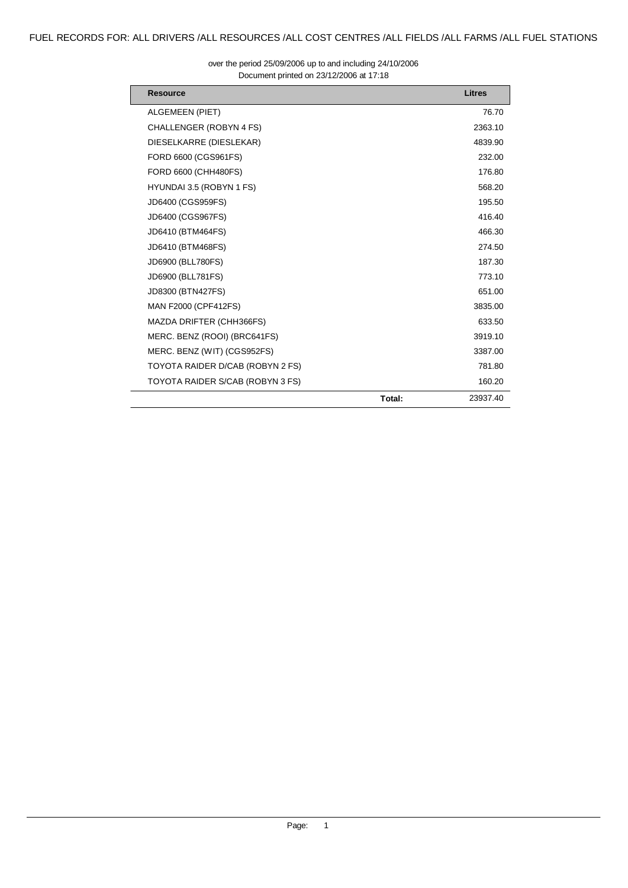FUEL RECORDS FOR: ALL DRIVERS /ALL RESOURCES /ALL COST CENTRES /ALL FIELDS /ALL FARMS /ALL FUEL STATIONS

over the period 25/09/2006 up to and including 24/10/2006
Document printed on 23/12/2006 at 17:18

| Resource | | Litres |
|---|---|---|
| ALGEMEEN (PIET) | | 76.70 |
| CHALLENGER (ROBYN 4 FS) | | 2363.10 |
| DIESELKARRE (DIESLEKAR) | | 4839.90 |
| FORD 6600 (CGS961FS) | | 232.00 |
| FORD 6600 (CHH480FS) | | 176.80 |
| HYUNDAI 3.5 (ROBYN 1 FS) | | 568.20 |
| JD6400 (CGS959FS) | | 195.50 |
| JD6400 (CGS967FS) | | 416.40 |
| JD6410 (BTM464FS) | | 466.30 |
| JD6410 (BTM468FS) | | 274.50 |
| JD6900 (BLL780FS) | | 187.30 |
| JD6900 (BLL781FS) | | 773.10 |
| JD8300 (BTN427FS) | | 651.00 |
| MAN F2000 (CPF412FS) | | 3835.00 |
| MAZDA DRIFTER (CHH366FS) | | 633.50 |
| MERC. BENZ (ROOI) (BRC641FS) | | 3919.10 |
| MERC. BENZ (WIT) (CGS952FS) | | 3387.00 |
| TOYOTA RAIDER D/CAB (ROBYN 2 FS) | | 781.80 |
| TOYOTA RAIDER S/CAB (ROBYN 3 FS) | | 160.20 |
| | **Total:** | 23937.40 |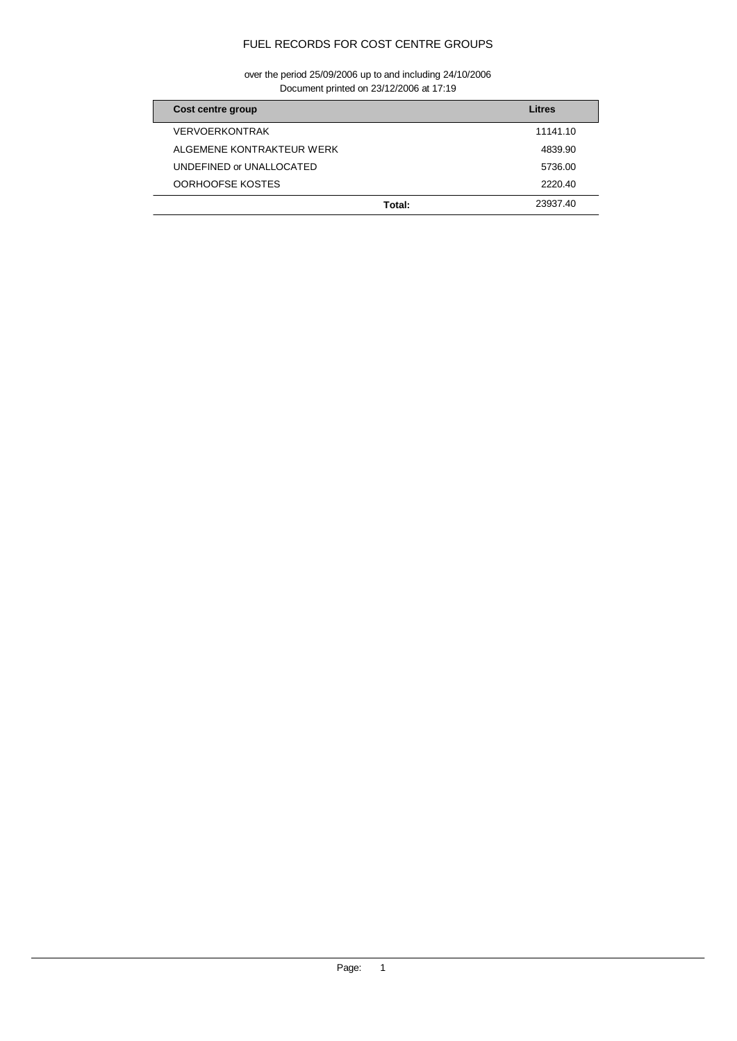# FUEL RECORDS FOR COST CENTRE GROUPS

over the period 25/09/2006 up to and including 24/10/2006
Document printed on 23/12/2006 at 17:19

| Cost centre group | | Litres |
|---|---|---|
| VERVOERKONTRAK | | 11141.10 |
| ALGEMENE KONTRAKTEUR WERK | | 4839.90 |
| UNDEFINED or UNALLOCATED | | 5736.00 |
| OORHOOFSE KOSTES | | 2220.40 |
| | **Total:** | 23937.40 |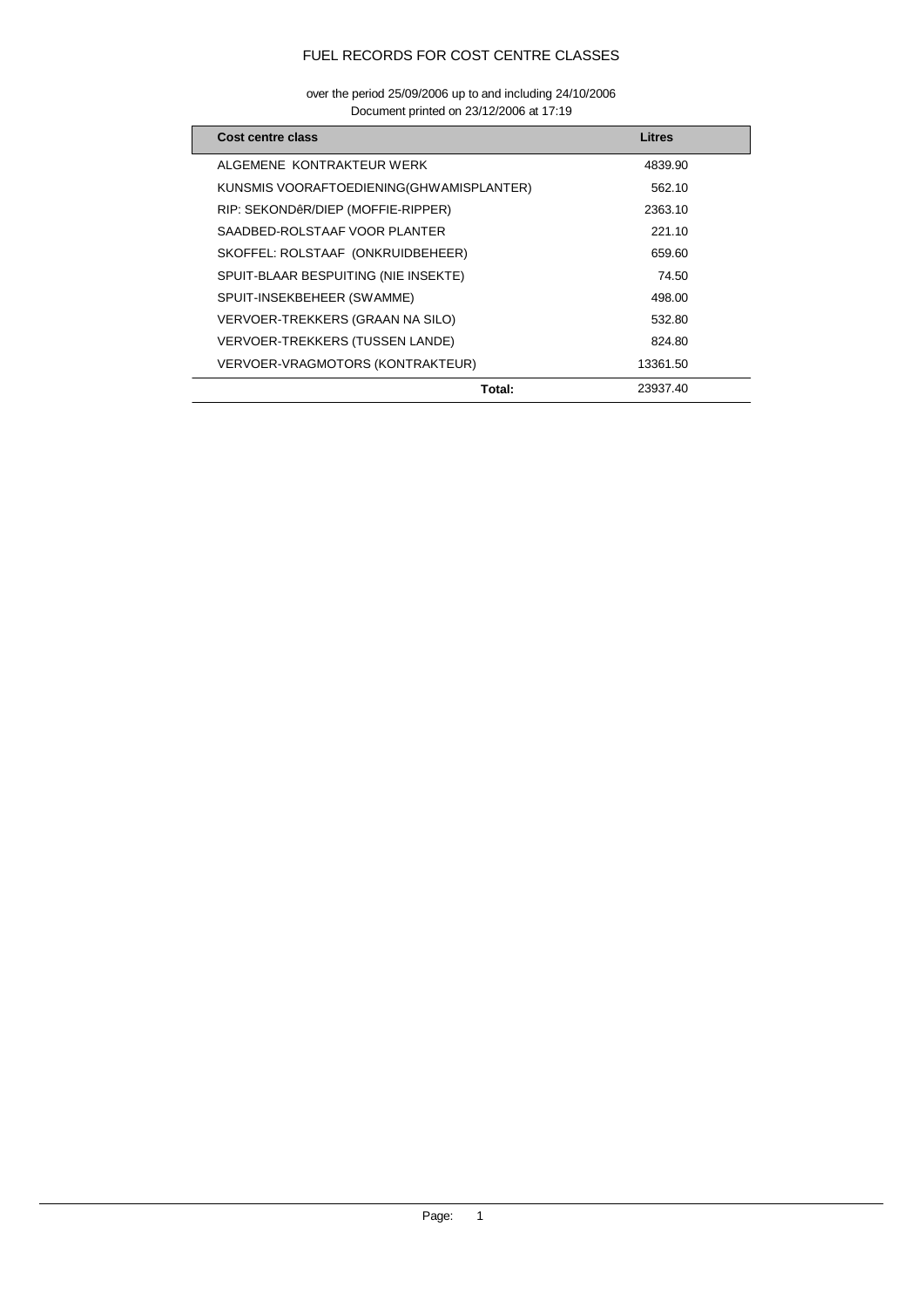# FUEL RECORDS FOR COST CENTRE CLASSES

over the period 25/09/2006 up to and including 24/10/2006
Document printed on 23/12/2006 at 17:19

| Cost centre class | Litres |
|---|---|
| ALGEMENE KONTRAKTEUR WERK | 4839.90 |
| KUNSMIS VOORAFTOEDIENING(GHWAMISPLANTER) | 562.10 |
| RIP: SEKONDêR/DIEP (MOFFIE-RIPPER) | 2363.10 |
| SAADBED-ROLSTAAF VOOR PLANTER | 221.10 |
| SKOFFEL: ROLSTAAF (ONKRUIDBEHEER) | 659.60 |
| SPUIT-BLAAR BESPUITING (NIE INSEKTE) | 74.50 |
| SPUIT-INSEKBEHEER (SWAMME) | 498.00 |
| VERVOER-TREKKERS (GRAAN NA SILO) | 532.80 |
| VERVOER-TREKKERS (TUSSEN LANDE) | 824.80 |
| VERVOER-VRAGMOTORS (KONTRAKTEUR) | 13361.50 |
| **Total:** | 23937.40 |